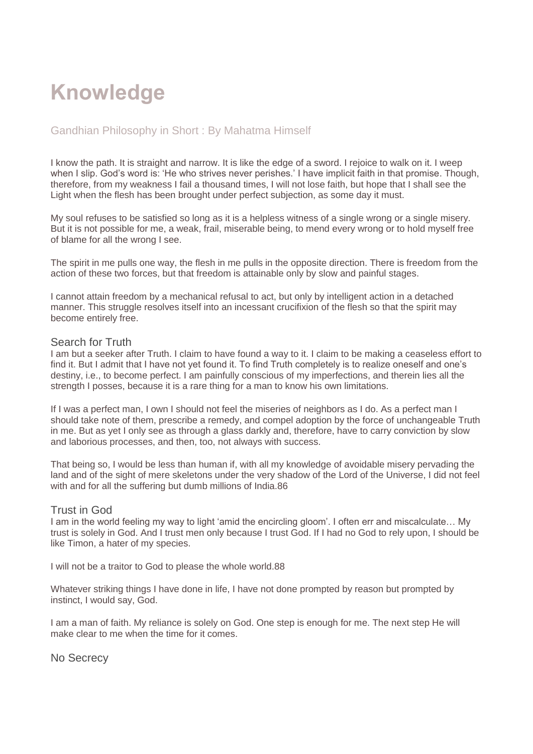# Knowledge

## Gandhian Philosophy in Short : By Mahatma Himself

I know the path. It is straight and narrow. It is like the edge of a sword. I rejoice to walk on it. I weep when I slip. God's word is: 'He who strives never perishes.' I have implicit faith in that promise. Though, therefore, from my weakness I fail a thousand times, I will not lose faith, but hope that I shall see the Light when the flesh has been brought under perfect subjection, as some day it must.

My soul refuses to be satisfied so long as it is a helpless witness of a single wrong or a single misery. But it is not possible for me, a weak, frail, miserable being, to mend every wrong or to hold myself free of blame for all the wrong I see.

The spirit in me pulls one way, the flesh in me pulls in the opposite direction. There is freedom from the action of these two forces, but that freedom is attainable only by slow and painful stages.

I cannot attain freedom by a mechanical refusal to act, but only by intelligent action in a detached manner. This struggle resolves itself into an incessant crucifixion of the flesh so that the spirit may become entirely free.

### Search for Truth

I am but a seeker after Truth. I claim to have found a way to it. I claim to be making a ceaseless effort to find it. But I admit that I have not yet found it. To find Truth completely is to realize oneself and one's destiny, i.e., to become perfect. I am painfully conscious of my imperfections, and therein lies all the strength I posses, because it is a rare thing for a man to know his own limitations.

If I was a perfect man, I own I should not feel the miseries of neighbors as I do. As a perfect man I should take note of them, prescribe a remedy, and compel adoption by the force of unchangeable Truth in me. But as yet I only see as through a glass darkly and, therefore, have to carry conviction by slow and laborious processes, and then, too, not always with success.

That being so, I would be less than human if, with all my knowledge of avoidable misery pervading the land and of the sight of mere skeletons under the very shadow of the Lord of the Universe, I did not feel with and for all the suffering but dumb millions of India.86

### Trust in God

I am in the world feeling my way to light 'amid the encircling gloom'. I often err and miscalculate… My trust is solely in God. And I trust men only because I trust God. If I had no God to rely upon, I should be like Timon, a hater of my species.

I will not be a traitor to God to please the whole world.88

Whatever striking things I have done in life, I have not done prompted by reason but prompted by instinct, I would say, God.

I am a man of faith. My reliance is solely on God. One step is enough for me. The next step He will make clear to me when the time for it comes.

### No Secrecy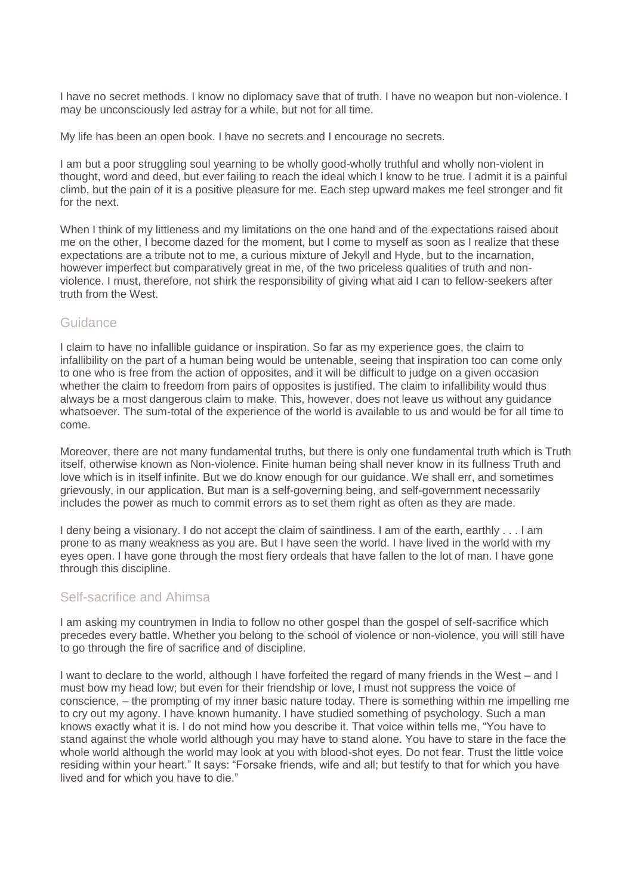I have no secret methods. I know no diplomacy save that of truth. I have no weapon but non-violence. I may be unconsciously led astray for a while, but not for all time.

My life has been an open book. I have no secrets and I encourage no secrets.

I am but a poor struggling soul yearning to be wholly good-wholly truthful and wholly non-violent in thought, word and deed, but ever failing to reach the ideal which I know to be true. I admit it is a painful climb, but the pain of it is a positive pleasure for me. Each step upward makes me feel stronger and fit for the next.

When I think of my littleness and my limitations on the one hand and of the expectations raised about me on the other, I become dazed for the moment, but I come to myself as soon as I realize that these expectations are a tribute not to me, a curious mixture of Jekyll and Hyde, but to the incarnation, however imperfect but comparatively great in me, of the two priceless qualities of truth and non-violence. I must, therefore, not shirk the responsibility of giving what aid I can to fellow-seekers after truth from the West.

## Guidance

I claim to have no infallible guidance or inspiration. So far as my experience goes, the claim to infallibility on the part of a human being would be untenable, seeing that inspiration too can come only to one who is free from the action of opposites, and it will be difficult to judge on a given occasion whether the claim to freedom from pairs of opposites is justified. The claim to infallibility would thus always be a most dangerous claim to make. This, however, does not leave us without any guidance whatsoever. The sum-total of the experience of the world is available to us and would be for all time to come.

Moreover, there are not many fundamental truths, but there is only one fundamental truth which is Truth itself, otherwise known as Non-violence. Finite human being shall never know in its fullness Truth and love which is in itself infinite. But we do know enough for our guidance. We shall err, and sometimes grievously, in our application. But man is a self-governing being, and self-government necessarily includes the power as much to commit errors as to set them right as often as they are made.

I deny being a visionary. I do not accept the claim of saintliness. I am of the earth, earthly . . . I am prone to as many weakness as you are. But I have seen the world. I have lived in the world with my eyes open. I have gone through the most fiery ordeals that have fallen to the lot of man. I have gone through this discipline.

## Self-sacrifice and Ahimsa

I am asking my countrymen in India to follow no other gospel than the gospel of self-sacrifice which precedes every battle. Whether you belong to the school of violence or non-violence, you will still have to go through the fire of sacrifice and of discipline.

I want to declare to the world, although I have forfeited the regard of many friends in the West – and I must bow my head low; but even for their friendship or love, I must not suppress the voice of conscience, – the prompting of my inner basic nature today. There is something within me impelling me to cry out my agony. I have known humanity. I have studied something of psychology. Such a man knows exactly what it is. I do not mind how you describe it. That voice within tells me, “You have to stand against the whole world although you may have to stand alone. You have to stare in the face the whole world although the world may look at you with blood-shot eyes. Do not fear. Trust the little voice residing within your heart.” It says: “Forsake friends, wife and all; but testify to that for which you have lived and for which you have to die.”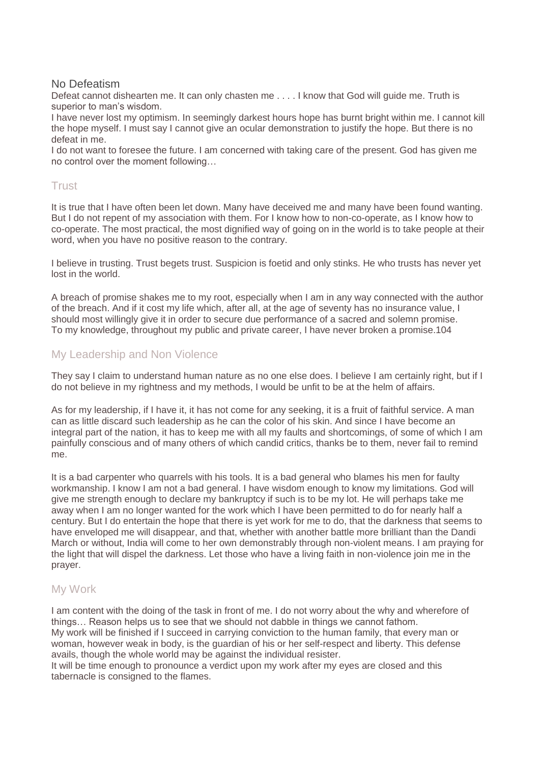## No Defeatism

Defeat cannot dishearten me. It can only chasten me . . . . I know that God will guide me. Truth is superior to man's wisdom.

I have never lost my optimism. In seemingly darkest hours hope has burnt bright within me. I cannot kill the hope myself. I must say I cannot give an ocular demonstration to justify the hope. But there is no defeat in me.

I do not want to foresee the future. I am concerned with taking care of the present. God has given me no control over the moment following…

## Trust

It is true that I have often been let down. Many have deceived me and many have been found wanting. But I do not repent of my association with them. For I know how to non-co-operate, as I know how to co-operate. The most practical, the most dignified way of going on in the world is to take people at their word, when you have no positive reason to the contrary.

I believe in trusting. Trust begets trust. Suspicion is foetid and only stinks. He who trusts has never yet lost in the world.

A breach of promise shakes me to my root, especially when I am in any way connected with the author of the breach. And if it cost my life which, after all, at the age of seventy has no insurance value, I should most willingly give it in order to secure due performance of a sacred and solemn promise.

To my knowledge, throughout my public and private career, I have never broken a promise.104

## My Leadership and Non Violence

They say I claim to understand human nature as no one else does. I believe I am certainly right, but if I do not believe in my rightness and my methods, I would be unfit to be at the helm of affairs.

As for my leadership, if I have it, it has not come for any seeking, it is a fruit of faithful service. A man can as little discard such leadership as he can the color of his skin. And since I have become an integral part of the nation, it has to keep me with all my faults and shortcomings, of some of which I am painfully conscious and of many others of which candid critics, thanks be to them, never fail to remind me.

It is a bad carpenter who quarrels with his tools. It is a bad general who blames his men for faulty workmanship. I know I am not a bad general. I have wisdom enough to know my limitations. God will give me strength enough to declare my bankruptcy if such is to be my lot. He will perhaps take me away when I am no longer wanted for the work which I have been permitted to do for nearly half a century. But I do entertain the hope that there is yet work for me to do, that the darkness that seems to have enveloped me will disappear, and that, whether with another battle more brilliant than the Dandi March or without, India will come to her own demonstrably through non-violent means. I am praying for the light that will dispel the darkness. Let those who have a living faith in non-violence join me in the prayer.

## My Work

I am content with the doing of the task in front of me. I do not worry about the why and wherefore of things… Reason helps us to see that we should not dabble in things we cannot fathom.

My work will be finished if I succeed in carrying conviction to the human family, that every man or woman, however weak in body, is the guardian of his or her self-respect and liberty. This defense avails, though the whole world may be against the individual resister.

It will be time enough to pronounce a verdict upon my work after my eyes are closed and this tabernacle is consigned to the flames.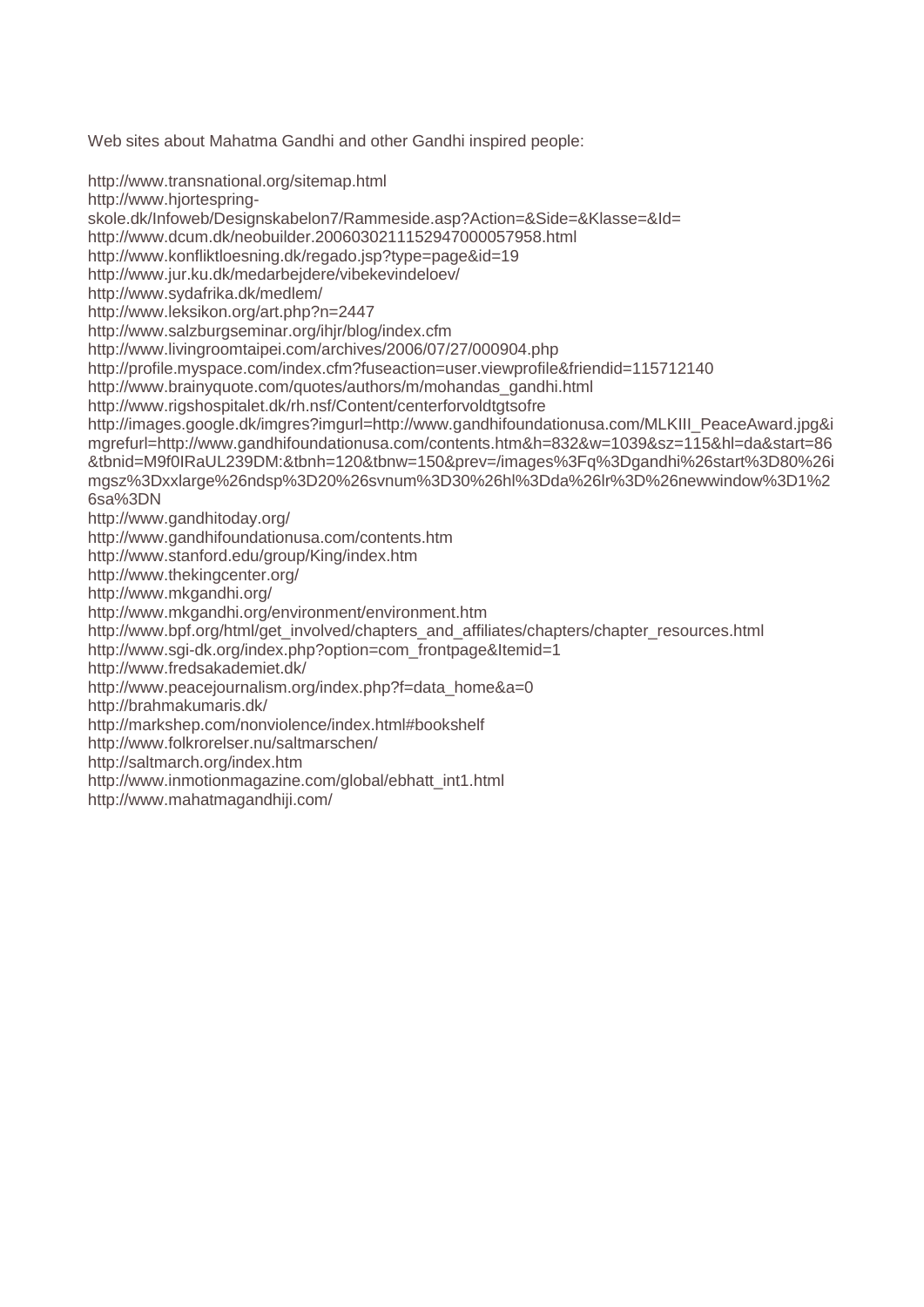Web sites about Mahatma Gandhi and other Gandhi inspired people:

http://www.transnational.org/sitemap.html
http://www.hjortespring-skole.dk/Infoweb/Designskabelon7/Rammeside.asp?Action=&Side=&Klasse=&Id=
http://www.dcum.dk/neobuilder.20060302111529470000057958.html
http://www.konfliktloesning.dk/regado.jsp?type=page&id=19
http://www.jur.ku.dk/medarbejdere/vibekevindeloev/
http://www.sydafrika.dk/medlem/
http://www.leksikon.org/art.php?n=2447
http://www.salzburgseminar.org/ihjr/blog/index.cfm
http://www.livingroomtaipei.com/archives/2006/07/27/000904.php
http://profile.myspace.com/index.cfm?fuseaction=user.viewprofile&friendid=115712140
http://www.brainyquote.com/quotes/authors/m/mohandas_gandhi.html
http://www.rigshospitalet.dk/rh.nsf/Content/centerforvoldtgtsofre
http://images.google.dk/imgres?imgurl=http://www.gandhifoundationusa.com/MLKIII_PeaceAward.jpg&imgrefurl=http://www.gandhifoundationusa.com/contents.htm&h=832&w=1039&sz=115&hl=da&start=86&tbnid=M9f0IRaUL239DM:&tbnh=120&tbnw=150&prev=/images%3Fq%3Dgandhi%26start%3D80%26imgsz%3Dxxlarge%26ndsp%3D20%26svnum%3D30%26hl%3Dda%26lr%3D%26newwindow%3D1%26sa%3DN
http://www.gandhitoday.org/
http://www.gandhifoundationusa.com/contents.htm
http://www.stanford.edu/group/King/index.htm
http://www.thekingcenter.org/
http://www.mkgandhi.org/
http://www.mkgandhi.org/environment/environment.htm
http://www.bpf.org/html/get_involved/chapters_and_affiliates/chapters/chapter_resources.html
http://www.sgi-dk.org/index.php?option=com_frontpage&Itemid=1
http://www.fredsakademiet.dk/
http://www.peacejournalism.org/index.php?f=data_home&a=0
http://brahmakumaris.dk/
http://markshep.com/nonviolence/index.html#bookshelf
http://www.folkrorelser.nu/saltmarschen/
http://saltmarch.org/index.htm
http://www.inmotionmagazine.com/global/ebhatt_int1.html
http://www.mahatmagandhiji.com/